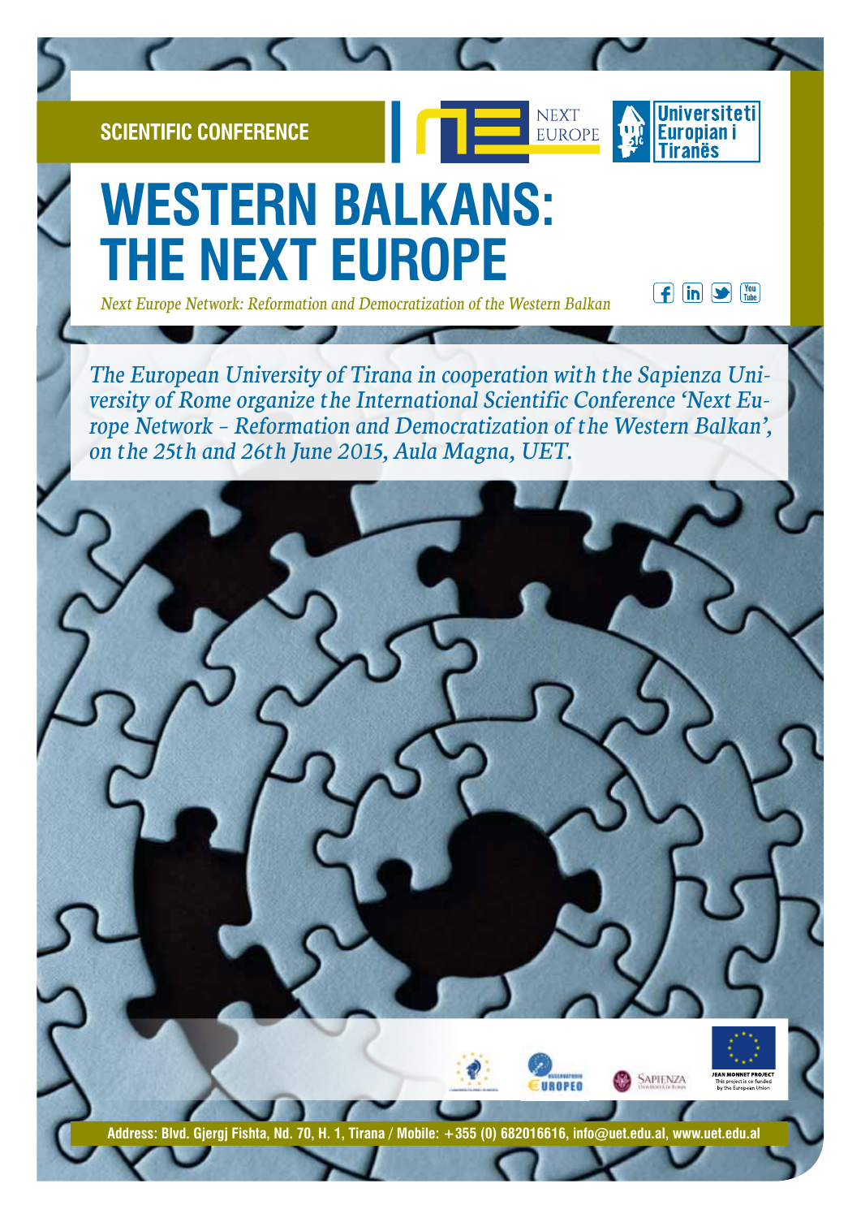SCIENTIFIC CONFERENCE

NEXT EUROPE

Universiteti Europian i Tiranës

# WESTERN BALKANS: THE NEXT EUROPE

*Next Europe Network: Reformation and Democratization of the Western Balkan*

*The European University of Tirana in cooperation with the Sapienza University of Rome organize the International Scientific Conference 'Next Europe Network – Reformation and Democratization of the Western Balkan', on the 25th and 26th June 2015, Aula Magna, UET.*

JEAN MONNET PROJECT
This project is co-funded by the European Union

Address: Blvd. Gjergj Fishta, Nd. 70, H. 1, Tirana / Mobile: +355 (0) 682016616, info@uet.edu.al, www.uet.edu.al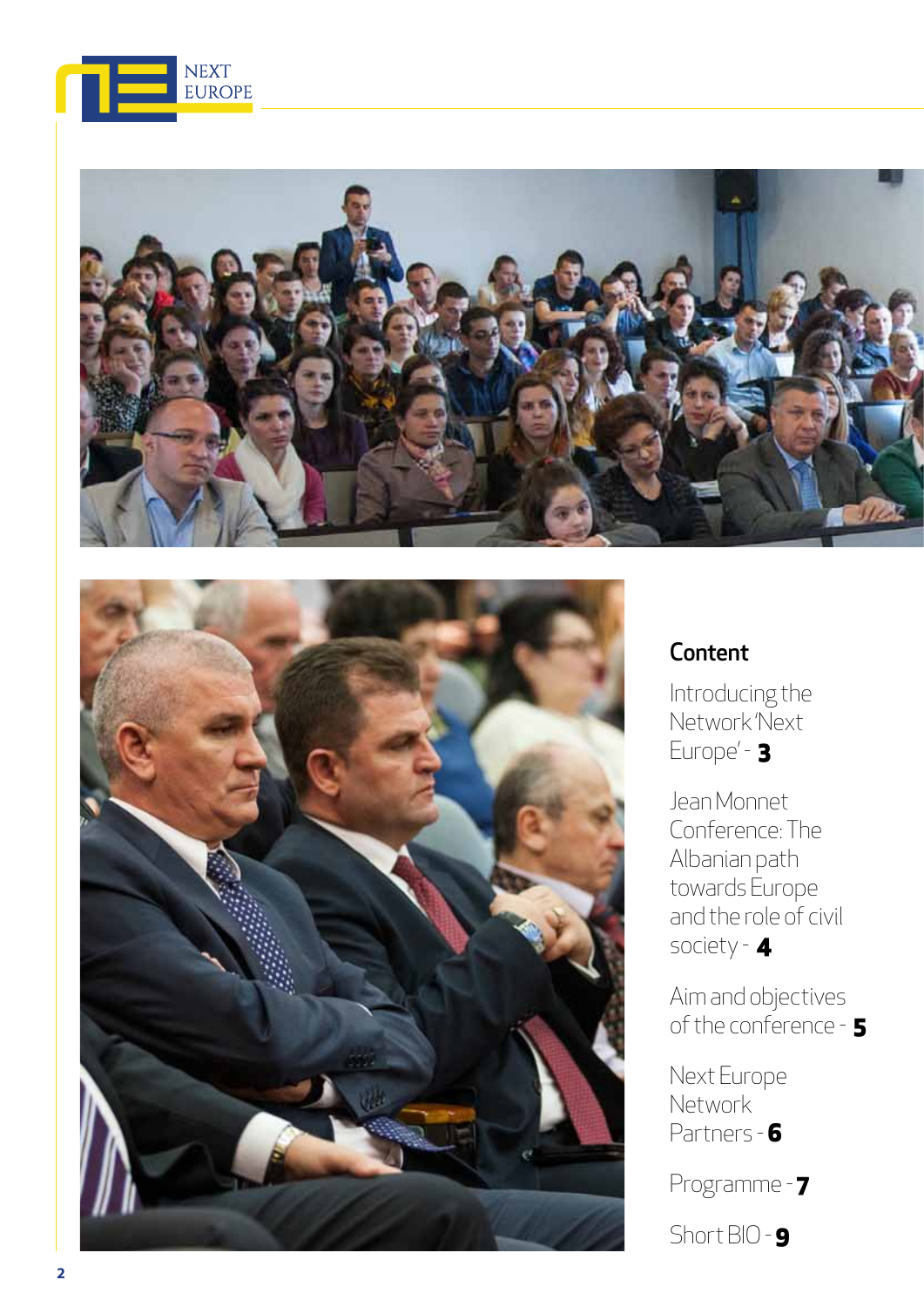## Content

Introducing the Network 'Next Europe' - **3**

Jean Monnet Conference: The Albanian path towards Europe and the role of civil society - **4**

Aim and objectives of the conference - **5**

Next Europe Network Partners - **6**

Programme - **7**

Short BIO - **9**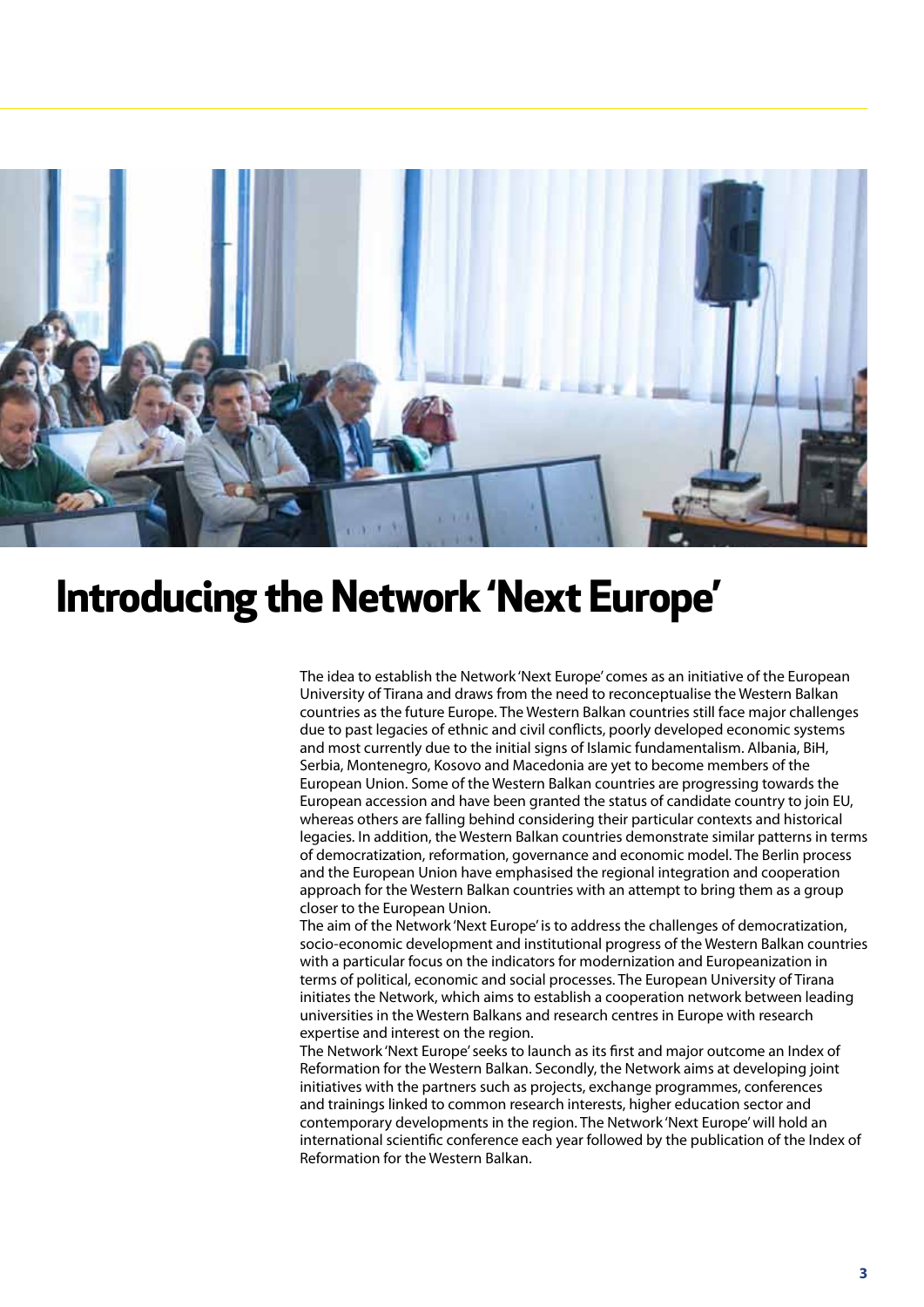# Introducing the Network 'Next Europe'

The idea to establish the Network 'Next Europe' comes as an initiative of the European University of Tirana and draws from the need to reconceptualise the Western Balkan countries as the future Europe. The Western Balkan countries still face major challenges due to past legacies of ethnic and civil conflicts, poorly developed economic systems and most currently due to the initial signs of Islamic fundamentalism. Albania, BiH, Serbia, Montenegro, Kosovo and Macedonia are yet to become members of the European Union. Some of the Western Balkan countries are progressing towards the European accession and have been granted the status of candidate country to join EU, whereas others are falling behind considering their particular contexts and historical legacies. In addition, the Western Balkan countries demonstrate similar patterns in terms of democratization, reformation, governance and economic model. The Berlin process and the European Union have emphasised the regional integration and cooperation approach for the Western Balkan countries with an attempt to bring them as a group closer to the European Union.

The aim of the Network 'Next Europe' is to address the challenges of democratization, socio-economic development and institutional progress of the Western Balkan countries with a particular focus on the indicators for modernization and Europeanization in terms of political, economic and social processes. The European University of Tirana initiates the Network, which aims to establish a cooperation network between leading universities in the Western Balkans and research centres in Europe with research expertise and interest on the region.

The Network 'Next Europe' seeks to launch as its first and major outcome an Index of Reformation for the Western Balkan. Secondly, the Network aims at developing joint initiatives with the partners such as projects, exchange programmes, conferences and trainings linked to common research interests, higher education sector and contemporary developments in the region. The Network 'Next Europe' will hold an international scientific conference each year followed by the publication of the Index of Reformation for the Western Balkan.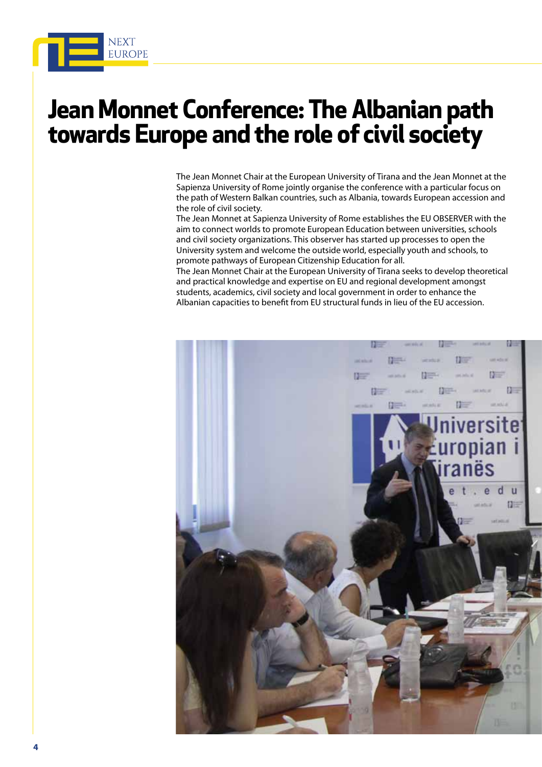# Jean Monnet Conference: The Albanian path towards Europe and the role of civil society

The Jean Monnet Chair at the European University of Tirana and the Jean Monnet at the Sapienza University of Rome jointly organise the conference with a particular focus on the path of Western Balkan countries, such as Albania, towards European accession and the role of civil society.

The Jean Monnet at Sapienza University of Rome establishes the EU OBSERVER with the aim to connect worlds to promote European Education between universities, schools and civil society organizations. This observer has started up processes to open the University system and welcome the outside world, especially youth and schools, to promote pathways of European Citizenship Education for all.

The Jean Monnet Chair at the European University of Tirana seeks to develop theoretical and practical knowledge and expertise on EU and regional development amongst students, academics, civil society and local government in order to enhance the Albanian capacities to benefit from EU structural funds in lieu of the EU accession.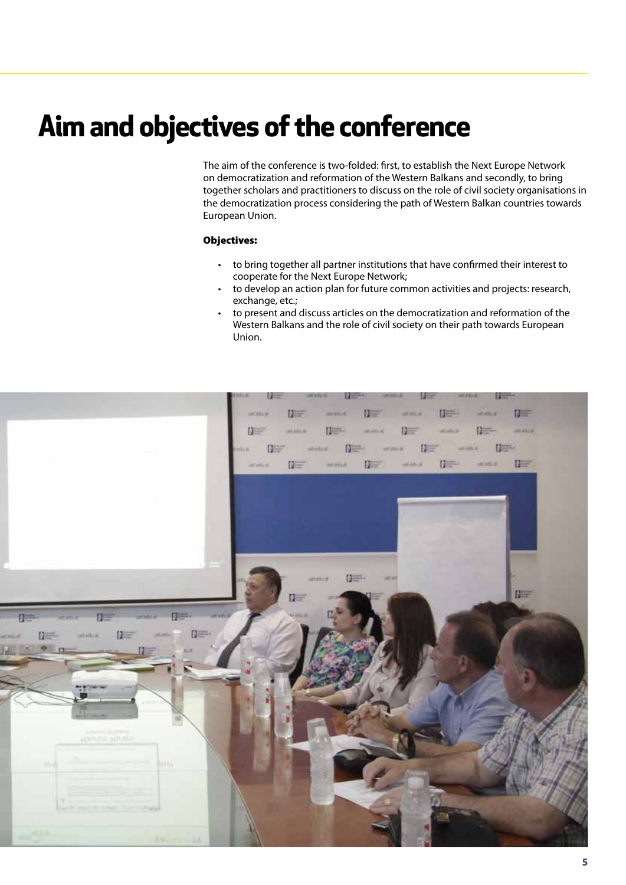# Aim and objectives of the conference

The aim of the conference is two-folded: first, to establish the Next Europe Network on democratization and reformation of the Western Balkans and secondly, to bring together scholars and practitioners to discuss on the role of civil society organisations in the democratization process considering the path of Western Balkan countries towards European Union.

**Objectives:**

- to bring together all partner institutions that have confirmed their interest to cooperate for the Next Europe Network;
- to develop an action plan for future common activities and projects: research, exchange, etc.;
- to present and discuss articles on the democratization and reformation of the Western Balkans and the role of civil society on their path towards European Union.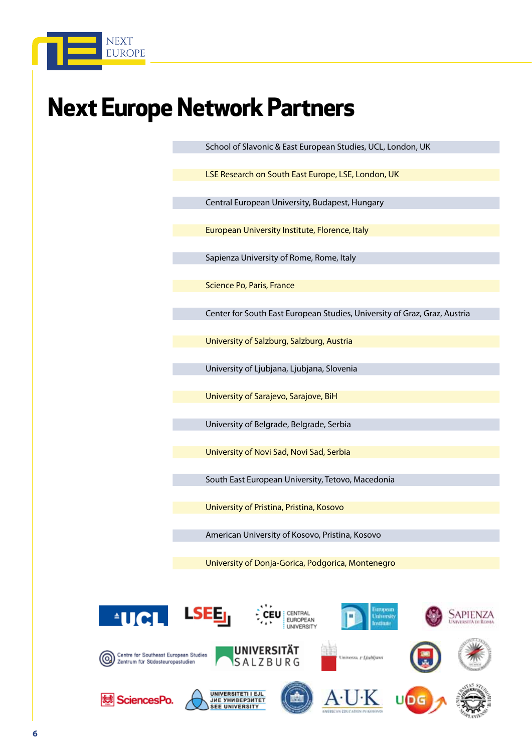# Next Europe Network Partners

- School of Slavonic & East European Studies, UCL, London, UK
- LSE Research on South East Europe, LSE, London, UK
- Central European University, Budapest, Hungary
- European University Institute, Florence, Italy
- Sapienza University of Rome, Rome, Italy
- Science Po, Paris, France
- Center for South East European Studies, University of Graz, Graz, Austria
- University of Salzburg, Salzburg, Austria
- University of Ljubjana, Ljubjana, Slovenia
- University of Sarajevo, Sarajove, BiH
- University of Belgrade, Belgrade, Serbia
- University of Novi Sad, Novi Sad, Serbia
- South East European University, Tetovo, Macedonia
- University of Pristina, Pristina, Kosovo
- American University of Kosovo, Pristina, Kosovo
- University of Donja-Gorica, Podgorica, Montenegro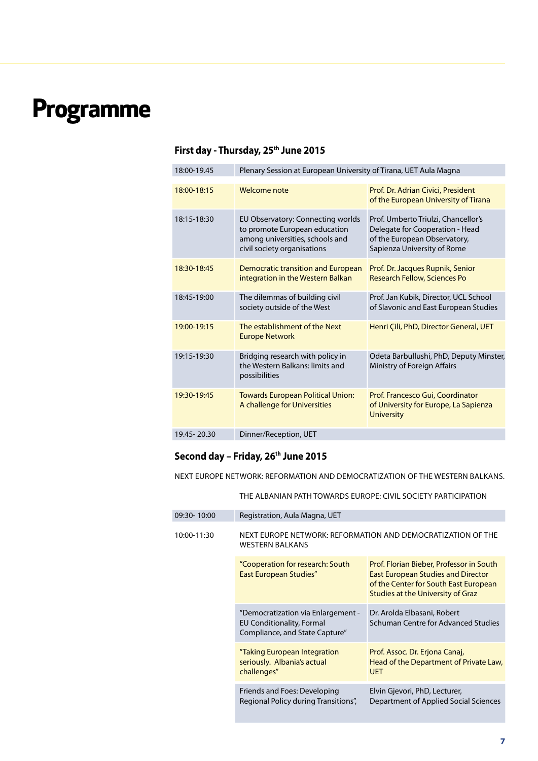# Programme

### First day - Thursday, 25th June 2015

| | | |
|---|---|---|
| 18:00-19.45 | Plenary Session at European University of Tirana, UET Aula Magna | |
| 18:00-18:15 | Welcome note | Prof. Dr. Adrian Civici, President of the European University of Tirana |
| 18:15-18:30 | EU Observatory: Connecting worlds to promote European education among universities, schools and civil society organisations | Prof. Umberto Triulzi, Chancellor's Delegate for Cooperation - Head of the European Observatory, Sapienza University of Rome |
| 18:30-18:45 | Democratic transition and European integration in the Western Balkan | Prof. Dr. Jacques Rupnik, Senior Research Fellow, Sciences Po |
| 18:45-19:00 | The dilemmas of building civil society outside of the West | Prof. Jan Kubik, Director, UCL School of Slavonic and East European Studies |
| 19:00-19:15 | The establishment of the Next Europe Network | Henri Çili, PhD, Director General, UET |
| 19:15-19:30 | Bridging research with policy in the Western Balkans: limits and possibilities | Odeta Barbullushi, PhD, Deputy Minster, Ministry of Foreign Affairs |
| 19:30-19:45 | Towards European Political Union: A challenge for Universities | Prof. Francesco Gui, Coordinator of University for Europe, La Sapienza University |
| 19.45- 20.30 | Dinner/Reception, UET | |

### Second day – Friday, 26th June 2015

NEXT EUROPE NETWORK: REFORMATION AND DEMOCRATIZATION OF THE WESTERN BALKANS.

THE ALBANIAN PATH TOWARDS EUROPE: CIVIL SOCIETY PARTICIPATION

| | | |
|---|---|---|
| 09:30- 10:00 | Registration, Aula Magna, UET | |
| 10:00-11:30 | NEXT EUROPE NETWORK: REFORMATION AND DEMOCRATIZATION OF THE WESTERN BALKANS | |
| | "Cooperation for research: South East European Studies" | Prof. Florian Bieber, Professor in South East European Studies and Director of the Center for South East European Studies at the University of Graz |
| | "Democratization via Enlargement - EU Conditionality, Formal Compliance, and State Capture" | Dr. Arolda Elbasani, Robert Schuman Centre for Advanced Studies |
| | "Taking European Integration seriously. Albania's actual challenges" | Prof. Assoc. Dr. Erjona Canaj, Head of the Department of Private Law, UET |
| | Friends and Foes: Developing Regional Policy during Transitions", | Elvin Gjevori, PhD, Lecturer, Department of Applied Social Sciences |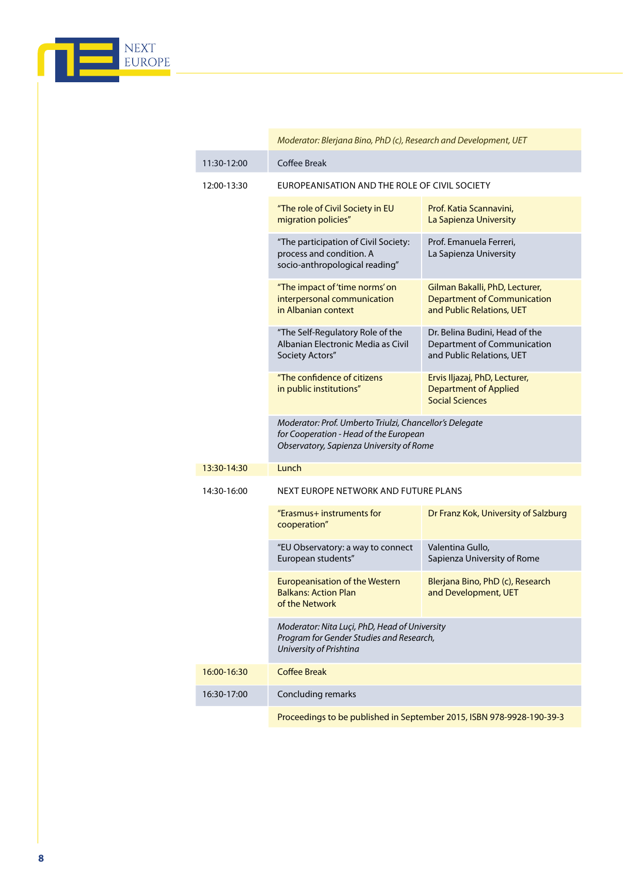| | | |
|---|---|---|
| | *Moderator: Blerjana Bino, PhD (c), Research and Development, UET* | |
| 11:30-12:00 | Coffee Break | |
| 12:00-13:30 | EUROPEANISATION AND THE ROLE OF CIVIL SOCIETY | |
| | "The role of Civil Society in EU migration policies" | Prof. Katia Scannavini, La Sapienza University |
| | "The participation of Civil Society: process and condition. A socio-anthropological reading" | Prof. Emanuela Ferreri, La Sapienza University |
| | "The impact of 'time norms' on interpersonal communication in Albanian context | Gilman Bakalli, PhD, Lecturer, Department of Communication and Public Relations, UET |
| | "The Self-Regulatory Role of the Albanian Electronic Media as Civil Society Actors" | Dr. Belina Budini, Head of the Department of Communication and Public Relations, UET |
| | "The confidence of citizens in public institutions" | Ervis Iljazaj, PhD, Lecturer, Department of Applied Social Sciences |
| | *Moderator: Prof. Umberto Triulzi, Chancellor's Delegate for Cooperation - Head of the European Observatory, Sapienza University of Rome* | |
| 13:30-14:30 | Lunch | |
| 14:30-16:00 | NEXT EUROPE NETWORK AND FUTURE PLANS | |
| | "Erasmus+ instruments for cooperation" | Dr Franz Kok, University of Salzburg |
| | "EU Observatory: a way to connect European students" | Valentina Gullo, Sapienza University of Rome |
| | Europeanisation of the Western Balkans: Action Plan of the Network | Blerjana Bino, PhD (c), Research and Development, UET |
| | *Moderator: Nita Luçi, PhD, Head of University Program for Gender Studies and Research, University of Prishtina* | |
| 16:00-16:30 | Coffee Break | |
| 16:30-17:00 | Concluding remarks | |
| | Proceedings to be published in September 2015, ISBN 978-9928-190-39-3 | |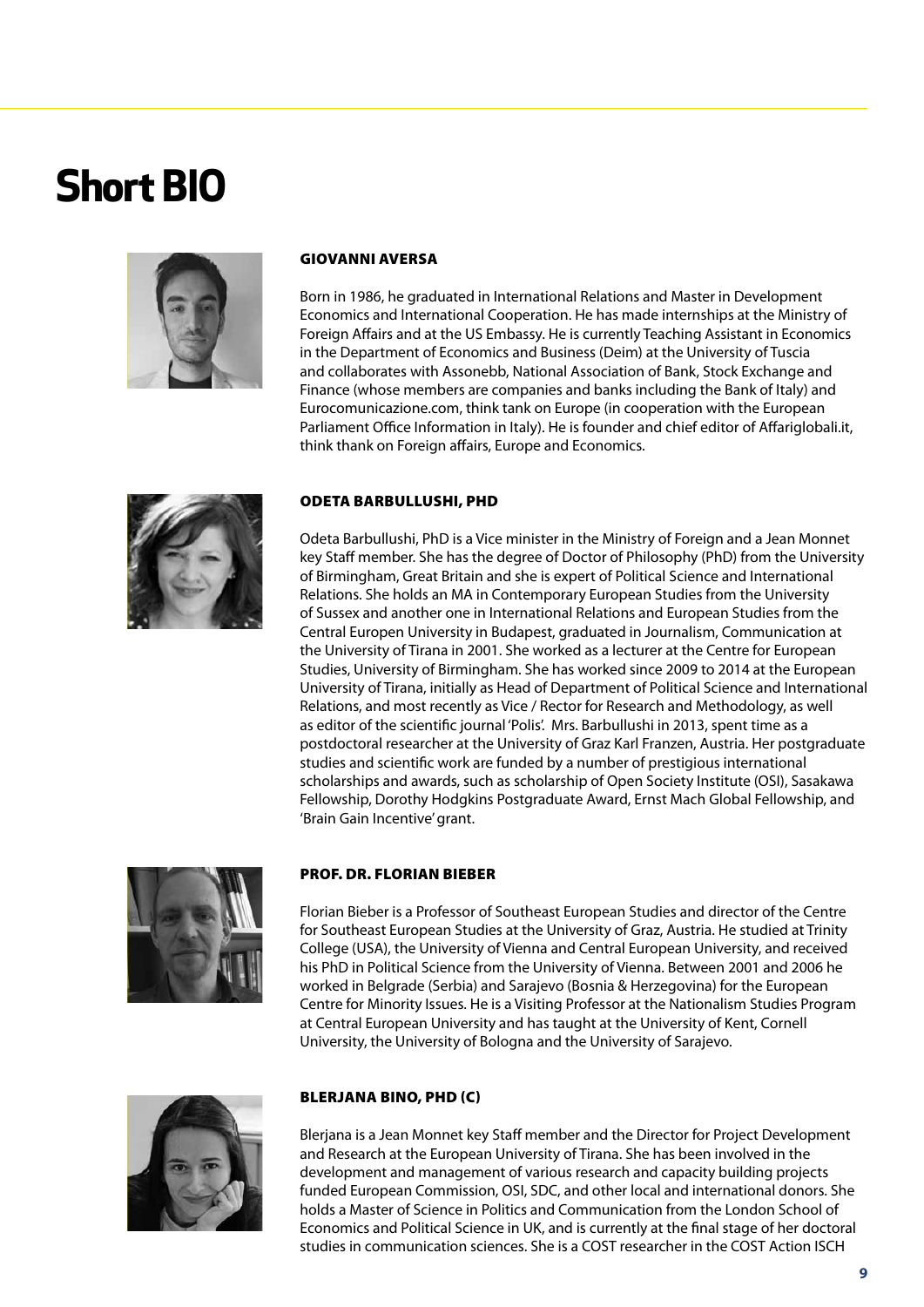# Short BIO

### GIOVANNI AVERSA

Born in 1986, he graduated in International Relations and Master in Development Economics and International Cooperation. He has made internships at the Ministry of Foreign Affairs and at the US Embassy. He is currently Teaching Assistant in Economics in the Department of Economics and Business (Deim) at the University of Tuscia and collaborates with Assonebb, National Association of Bank, Stock Exchange and Finance (whose members are companies and banks including the Bank of Italy) and Eurocomunicazione.com, think tank on Europe (in cooperation with the European Parliament Office Information in Italy). He is founder and chief editor of Affariglobali.it, think thank on Foreign affairs, Europe and Economics.

### ODETA BARBULLUSHI, PHD

Odeta Barbullushi, PhD is a Vice minister in the Ministry of Foreign and a Jean Monnet key Staff member. She has the degree of Doctor of Philosophy (PhD) from the University of Birmingham, Great Britain and she is expert of Political Science and International Relations. She holds an MA in Contemporary European Studies from the University of Sussex and another one in International Relations and European Studies from the Central Europen University in Budapest, graduated in Journalism, Communication at the University of Tirana in 2001. She worked as a lecturer at the Centre for European Studies, University of Birmingham. She has worked since 2009 to 2014 at the European University of Tirana, initially as Head of Department of Political Science and International Relations, and most recently as Vice / Rector for Research and Methodology, as well as editor of the scientific journal 'Polis'. Mrs. Barbullushi in 2013, spent time as a postdoctoral researcher at the University of Graz Karl Franzen, Austria. Her postgraduate studies and scientific work are funded by a number of prestigious international scholarships and awards, such as scholarship of Open Society Institute (OSI), Sasakawa Fellowship, Dorothy Hodgkins Postgraduate Award, Ernst Mach Global Fellowship, and 'Brain Gain Incentive' grant.

### PROF. DR. FLORIAN BIEBER

Florian Bieber is a Professor of Southeast European Studies and director of the Centre for Southeast European Studies at the University of Graz, Austria. He studied at Trinity College (USA), the University of Vienna and Central European University, and received his PhD in Political Science from the University of Vienna. Between 2001 and 2006 he worked in Belgrade (Serbia) and Sarajevo (Bosnia & Herzegovina) for the European Centre for Minority Issues. He is a Visiting Professor at the Nationalism Studies Program at Central European University and has taught at the University of Kent, Cornell University, the University of Bologna and the University of Sarajevo.

### BLERJANA BINO, PHD (C)

Blerjana is a Jean Monnet key Staff member and the Director for Project Development and Research at the European University of Tirana. She has been involved in the development and management of various research and capacity building projects funded European Commission, OSI, SDC, and other local and international donors. She holds a Master of Science in Politics and Communication from the London School of Economics and Political Science in UK, and is currently at the final stage of her doctoral studies in communication sciences. She is a COST researcher in the COST Action ISCH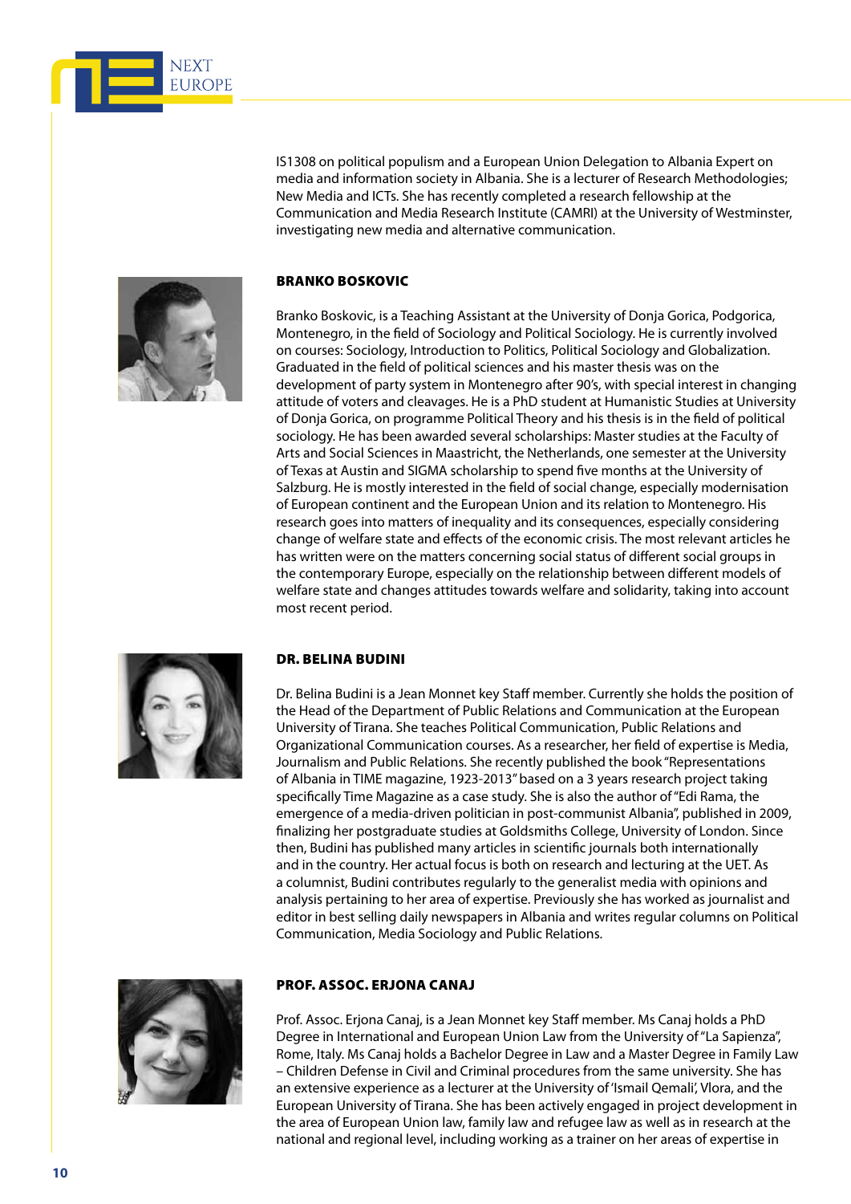IS1308 on political populism and a European Union Delegation to Albania Expert on media and information society in Albania. She is a lecturer of Research Methodologies; New Media and ICTs. She has recently completed a research fellowship at the Communication and Media Research Institute (CAMRI) at the University of Westminster, investigating new media and alternative communication.

### BRANKO BOSKOVIC

Branko Boskovic, is a Teaching Assistant at the University of Donja Gorica, Podgorica, Montenegro, in the field of Sociology and Political Sociology. He is currently involved on courses: Sociology, Introduction to Politics, Political Sociology and Globalization. Graduated in the field of political sciences and his master thesis was on the development of party system in Montenegro after 90's, with special interest in changing attitude of voters and cleavages. He is a PhD student at Humanistic Studies at University of Donja Gorica, on programme Political Theory and his thesis is in the field of political sociology. He has been awarded several scholarships: Master studies at the Faculty of Arts and Social Sciences in Maastricht, the Netherlands, one semester at the University of Texas at Austin and SIGMA scholarship to spend five months at the University of Salzburg. He is mostly interested in the field of social change, especially modernisation of European continent and the European Union and its relation to Montenegro. His research goes into matters of inequality and its consequences, especially considering change of welfare state and effects of the economic crisis. The most relevant articles he has written were on the matters concerning social status of different social groups in the contemporary Europe, especially on the relationship between different models of welfare state and changes attitudes towards welfare and solidarity, taking into account most recent period.

### DR. BELINA BUDINI

Dr. Belina Budini is a Jean Monnet key Staff member. Currently she holds the position of the Head of the Department of Public Relations and Communication at the European University of Tirana. She teaches Political Communication, Public Relations and Organizational Communication courses. As a researcher, her field of expertise is Media, Journalism and Public Relations. She recently published the book "Representations of Albania in TIME magazine, 1923-2013" based on a 3 years research project taking specifically Time Magazine as a case study. She is also the author of "Edi Rama, the emergence of a media-driven politician in post-communist Albania", published in 2009, finalizing her postgraduate studies at Goldsmiths College, University of London. Since then, Budini has published many articles in scientific journals both internationally and in the country. Her actual focus is both on research and lecturing at the UET. As a columnist, Budini contributes regularly to the generalist media with opinions and analysis pertaining to her area of expertise. Previously she has worked as journalist and editor in best selling daily newspapers in Albania and writes regular columns on Political Communication, Media Sociology and Public Relations.

### PROF. ASSOC. ERJONA CANAJ

Prof. Assoc. Erjona Canaj, is a Jean Monnet key Staff member. Ms Canaj holds a PhD Degree in International and European Union Law from the University of "La Sapienza", Rome, Italy. Ms Canaj holds a Bachelor Degree in Law and a Master Degree in Family Law – Children Defense in Civil and Criminal procedures from the same university. She has an extensive experience as a lecturer at the University of 'Ismail Qemali', Vlora, and the European University of Tirana. She has been actively engaged in project development in the area of European Union law, family law and refugee law as well as in research at the national and regional level, including working as a trainer on her areas of expertise in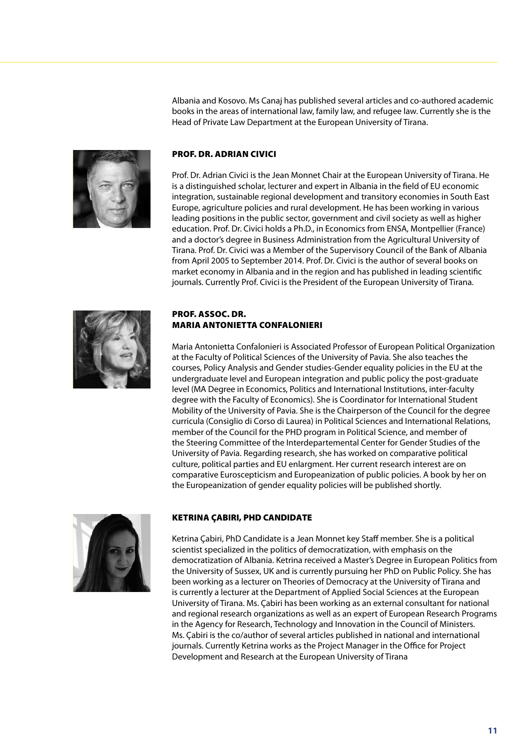Albania and Kosovo. Ms Canaj has published several articles and co-authored academic books in the areas of international law, family law, and refugee law. Currently she is the Head of Private Law Department at the European University of Tirana.

### PROF. DR. ADRIAN CIVICI

Prof. Dr. Adrian Civici is the Jean Monnet Chair at the European University of Tirana. He is a distinguished scholar, lecturer and expert in Albania in the field of EU economic integration, sustainable regional development and transitory economies in South East Europe, agriculture policies and rural development. He has been working in various leading positions in the public sector, government and civil society as well as higher education. Prof. Dr. Civici holds a Ph.D., in Economics from ENSA, Montpellier (France) and a doctor's degree in Business Administration from the Agricultural University of Tirana. Prof. Dr. Civici was a Member of the Supervisory Council of the Bank of Albania from April 2005 to September 2014. Prof. Dr. Civici is the author of several books on market economy in Albania and in the region and has published in leading scientific journals. Currently Prof. Civici is the President of the European University of Tirana.

### PROF. ASSOC. DR. MARIA ANTONIETTA CONFALONIERI

Maria Antonietta Confalonieri is Associated Professor of European Political Organization at the Faculty of Political Sciences of the University of Pavia. She also teaches the courses, Policy Analysis and Gender studies-Gender equality policies in the EU at the undergraduate level and European integration and public policy the post-graduate level (MA Degree in Economics, Politics and International Institutions, inter-faculty degree with the Faculty of Economics). She is Coordinator for International Student Mobility of the University of Pavia. She is the Chairperson of the Council for the degree curricula (Consiglio di Corso di Laurea) in Political Sciences and International Relations, member of the Council for the PHD program in Political Science, and member of the Steering Committee of the Interdepartemental Center for Gender Studies of the University of Pavia. Regarding research, she has worked on comparative political culture, political parties and EU enlargment. Her current research interest are on comparative Euroscepticism and Europeanization of public policies. A book by her on the Europeanization of gender equality policies will be published shortly.

### KETRINA ÇABIRI, PHD CANDIDATE

Ketrina Çabiri, PhD Candidate is a Jean Monnet key Staff member. She is a political scientist specialized in the politics of democratization, with emphasis on the democratization of Albania. Ketrina received a Master's Degree in European Politics from the University of Sussex, UK and is currently pursuing her PhD on Public Policy. She has been working as a lecturer on Theories of Democracy at the University of Tirana and is currently a lecturer at the Department of Applied Social Sciences at the European University of Tirana. Ms. Çabiri has been working as an external consultant for national and regional research organizations as well as an expert of European Research Programs in the Agency for Research, Technology and Innovation in the Council of Ministers. Ms. Çabiri is the co/author of several articles published in national and international journals. Currently Ketrina works as the Project Manager in the Office for Project Development and Research at the European University of Tirana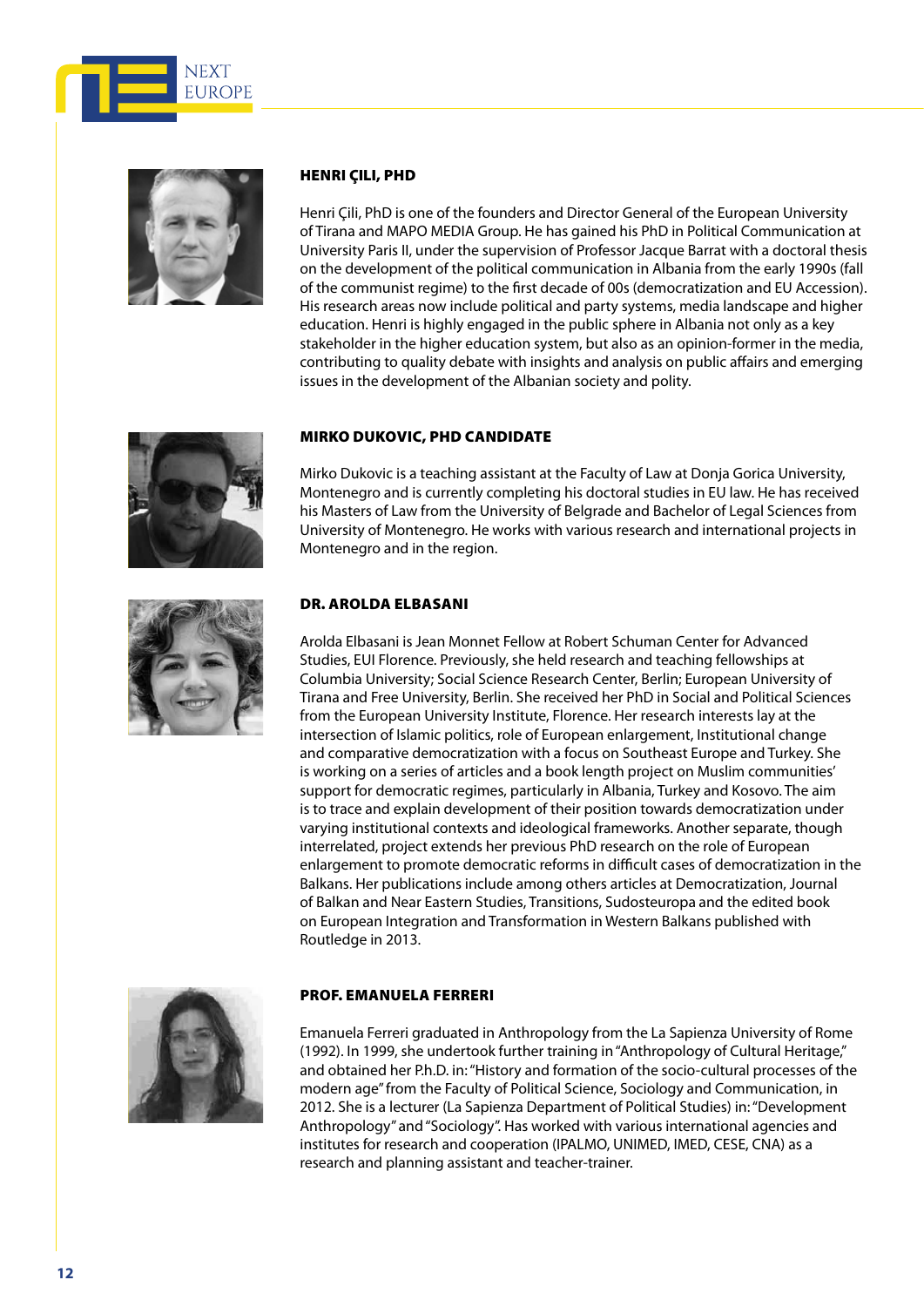### HENRI ÇILI, PHD

Henri Çili, PhD is one of the founders and Director General of the European University of Tirana and MAPO MEDIA Group. He has gained his PhD in Political Communication at University Paris II, under the supervision of Professor Jacque Barrat with a doctoral thesis on the development of the political communication in Albania from the early 1990s (fall of the communist regime) to the first decade of 00s (democratization and EU Accession). His research areas now include political and party systems, media landscape and higher education. Henri is highly engaged in the public sphere in Albania not only as a key stakeholder in the higher education system, but also as an opinion-former in the media, contributing to quality debate with insights and analysis on public affairs and emerging issues in the development of the Albanian society and polity.

### MIRKO DUKOVIC, PHD CANDIDATE

Mirko Dukovic is a teaching assistant at the Faculty of Law at Donja Gorica University, Montenegro and is currently completing his doctoral studies in EU law. He has received his Masters of Law from the University of Belgrade and Bachelor of Legal Sciences from University of Montenegro. He works with various research and international projects in Montenegro and in the region.

### DR. AROLDA ELBASANI

Arolda Elbasani is Jean Monnet Fellow at Robert Schuman Center for Advanced Studies, EUI Florence. Previously, she held research and teaching fellowships at Columbia University; Social Science Research Center, Berlin; European University of Tirana and Free University, Berlin. She received her PhD in Social and Political Sciences from the European University Institute, Florence. Her research interests lay at the intersection of Islamic politics, role of European enlargement, Institutional change and comparative democratization with a focus on Southeast Europe and Turkey. She is working on a series of articles and a book length project on Muslim communities' support for democratic regimes, particularly in Albania, Turkey and Kosovo. The aim is to trace and explain development of their position towards democratization under varying institutional contexts and ideological frameworks. Another separate, though interrelated, project extends her previous PhD research on the role of European enlargement to promote democratic reforms in difficult cases of democratization in the Balkans. Her publications include among others articles at Democratization, Journal of Balkan and Near Eastern Studies, Transitions, Sudosteuropa and the edited book on European Integration and Transformation in Western Balkans published with Routledge in 2013.

### PROF. EMANUELA FERRERI

Emanuela Ferreri graduated in Anthropology from the La Sapienza University of Rome (1992). In 1999, she undertook further training in "Anthropology of Cultural Heritage," and obtained her P.h.D. in: "History and formation of the socio-cultural processes of the modern age" from the Faculty of Political Science, Sociology and Communication, in 2012. She is a lecturer (La Sapienza Department of Political Studies) in: "Development Anthropology" and "Sociology". Has worked with various international agencies and institutes for research and cooperation (IPALMO, UNIMED, IMED, CESE, CNA) as a research and planning assistant and teacher-trainer.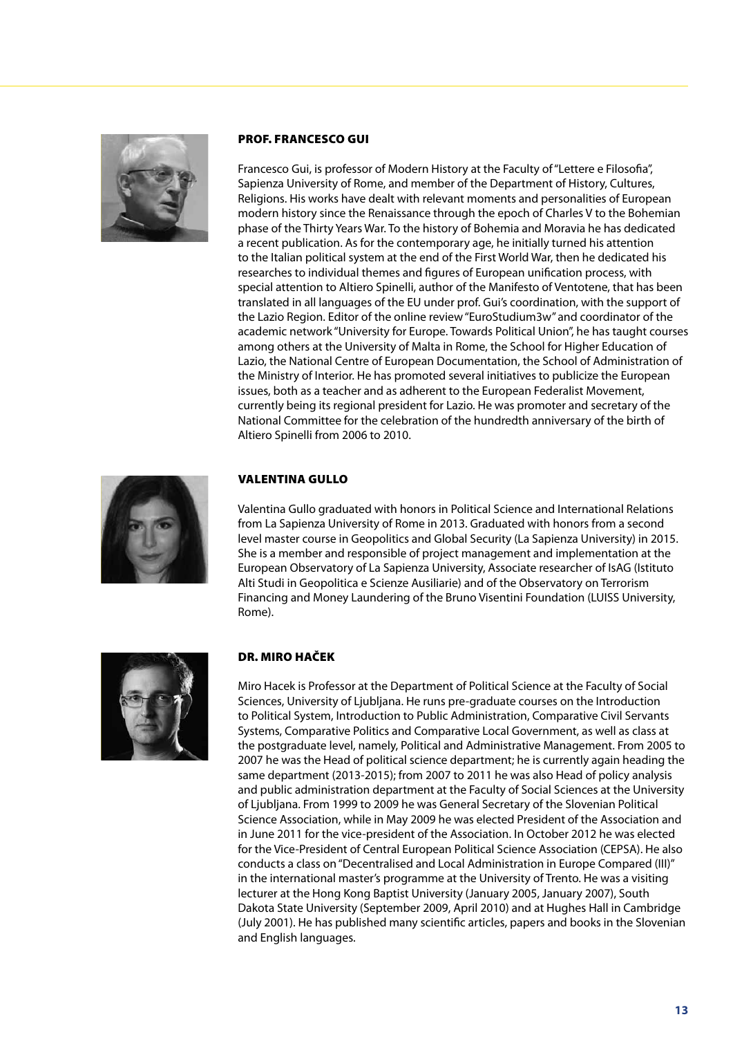### PROF. FRANCESCO GUI

Francesco Gui, is professor of Modern History at the Faculty of "Lettere e Filosofia", Sapienza University of Rome, and member of the Department of History, Cultures, Religions. His works have dealt with relevant moments and personalities of European modern history since the Renaissance through the epoch of Charles V to the Bohemian phase of the Thirty Years War. To the history of Bohemia and Moravia he has dedicated a recent publication. As for the contemporary age, he initially turned his attention to the Italian political system at the end of the First World War, then he dedicated his researches to individual themes and figures of European unification process, with special attention to Altiero Spinelli, author of the Manifesto of Ventotene, that has been translated in all languages of the EU under prof. Gui's coordination, with the support of the Lazio Region. Editor of the online review "EuroStudium3w" and coordinator of the academic network "University for Europe. Towards Political Union", he has taught courses among others at the University of Malta in Rome, the School for Higher Education of Lazio, the National Centre of European Documentation, the School of Administration of the Ministry of Interior. He has promoted several initiatives to publicize the European issues, both as a teacher and as adherent to the European Federalist Movement, currently being its regional president for Lazio. He was promoter and secretary of the National Committee for the celebration of the hundredth anniversary of the birth of Altiero Spinelli from 2006 to 2010.

### VALENTINA GULLO

Valentina Gullo graduated with honors in Political Science and International Relations from La Sapienza University of Rome in 2013. Graduated with honors from a second level master course in Geopolitics and Global Security (La Sapienza University) in 2015. She is a member and responsible of project management and implementation at the European Observatory of La Sapienza University, Associate researcher of IsAG (Istituto Alti Studi in Geopolitica e Scienze Ausiliarie) and of the Observatory on Terrorism Financing and Money Laundering of the Bruno Visentini Foundation (LUISS University, Rome).

### DR. MIRO HAČEK

Miro Hacek is Professor at the Department of Political Science at the Faculty of Social Sciences, University of Ljubljana. He runs pre-graduate courses on the Introduction to Political System, Introduction to Public Administration, Comparative Civil Servants Systems, Comparative Politics and Comparative Local Government, as well as class at the postgraduate level, namely, Political and Administrative Management. From 2005 to 2007 he was the Head of political science department; he is currently again heading the same department (2013-2015); from 2007 to 2011 he was also Head of policy analysis and public administration department at the Faculty of Social Sciences at the University of Ljubljana. From 1999 to 2009 he was General Secretary of the Slovenian Political Science Association, while in May 2009 he was elected President of the Association and in June 2011 for the vice-president of the Association. In October 2012 he was elected for the Vice-President of Central European Political Science Association (CEPSA). He also conducts a class on "Decentralised and Local Administration in Europe Compared (III)" in the international master's programme at the University of Trento. He was a visiting lecturer at the Hong Kong Baptist University (January 2005, January 2007), South Dakota State University (September 2009, April 2010) and at Hughes Hall in Cambridge (July 2001). He has published many scientific articles, papers and books in the Slovenian and English languages.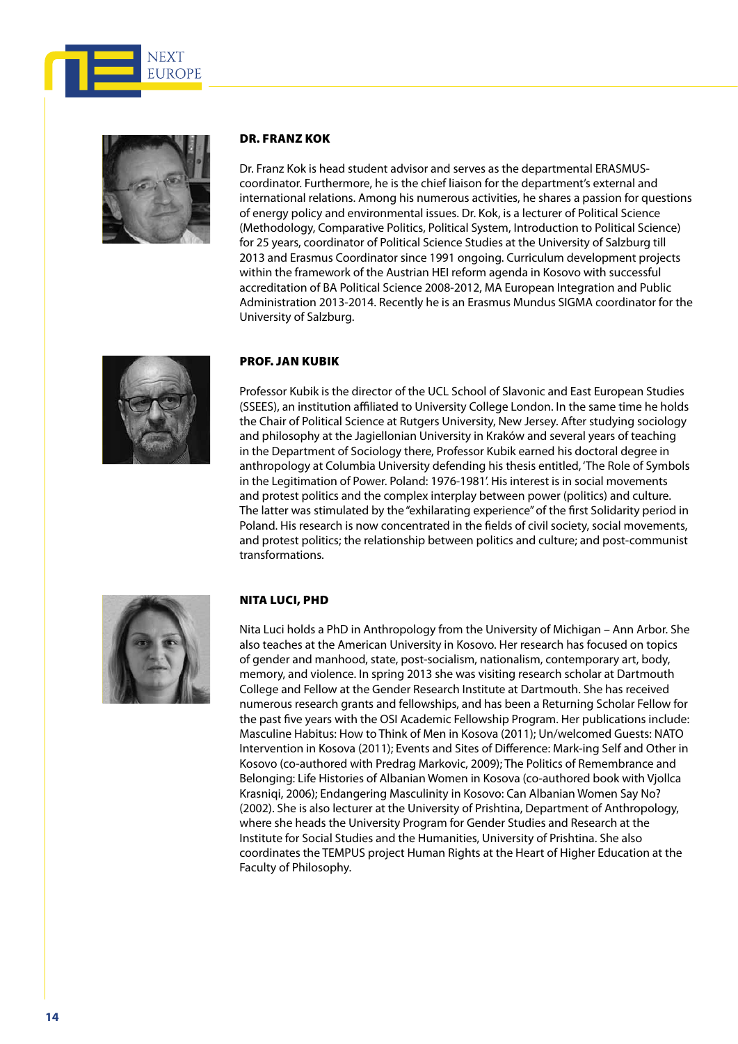### DR. FRANZ KOK

Dr. Franz Kok is head student advisor and serves as the departmental ERASMUS-coordinator. Furthermore, he is the chief liaison for the department's external and international relations. Among his numerous activities, he shares a passion for questions of energy policy and environmental issues. Dr. Kok, is a lecturer of Political Science (Methodology, Comparative Politics, Political System, Introduction to Political Science) for 25 years, coordinator of Political Science Studies at the University of Salzburg till 2013 and Erasmus Coordinator since 1991 ongoing. Curriculum development projects within the framework of the Austrian HEI reform agenda in Kosovo with successful accreditation of BA Political Science 2008-2012, MA European Integration and Public Administration 2013-2014. Recently he is an Erasmus Mundus SIGMA coordinator for the University of Salzburg.

### PROF. JAN KUBIK

Professor Kubik is the director of the UCL School of Slavonic and East European Studies (SSEES), an institution affiliated to University College London. In the same time he holds the Chair of Political Science at Rutgers University, New Jersey. After studying sociology and philosophy at the Jagiellonian University in Kraków and several years of teaching in the Department of Sociology there, Professor Kubik earned his doctoral degree in anthropology at Columbia University defending his thesis entitled, 'The Role of Symbols in the Legitimation of Power. Poland: 1976-1981'. His interest is in social movements and protest politics and the complex interplay between power (politics) and culture. The latter was stimulated by the "exhilarating experience" of the first Solidarity period in Poland. His research is now concentrated in the fields of civil society, social movements, and protest politics; the relationship between politics and culture; and post-communist transformations.

### NITA LUCI, PHD

Nita Luci holds a PhD in Anthropology from the University of Michigan – Ann Arbor. She also teaches at the American University in Kosovo. Her research has focused on topics of gender and manhood, state, post-socialism, nationalism, contemporary art, body, memory, and violence. In spring 2013 she was visiting research scholar at Dartmouth College and Fellow at the Gender Research Institute at Dartmouth. She has received numerous research grants and fellowships, and has been a Returning Scholar Fellow for the past five years with the OSI Academic Fellowship Program. Her publications include: Masculine Habitus: How to Think of Men in Kosova (2011); Un/welcomed Guests: NATO Intervention in Kosova (2011); Events and Sites of Difference: Mark-ing Self and Other in Kosovo (co-authored with Predrag Markovic, 2009); The Politics of Remembrance and Belonging: Life Histories of Albanian Women in Kosova (co-authored book with Vjollca Krasniqi, 2006); Endangering Masculinity in Kosovo: Can Albanian Women Say No? (2002). She is also lecturer at the University of Prishtina, Department of Anthropology, where she heads the University Program for Gender Studies and Research at the Institute for Social Studies and the Humanities, University of Prishtina. She also coordinates the TEMPUS project Human Rights at the Heart of Higher Education at the Faculty of Philosophy.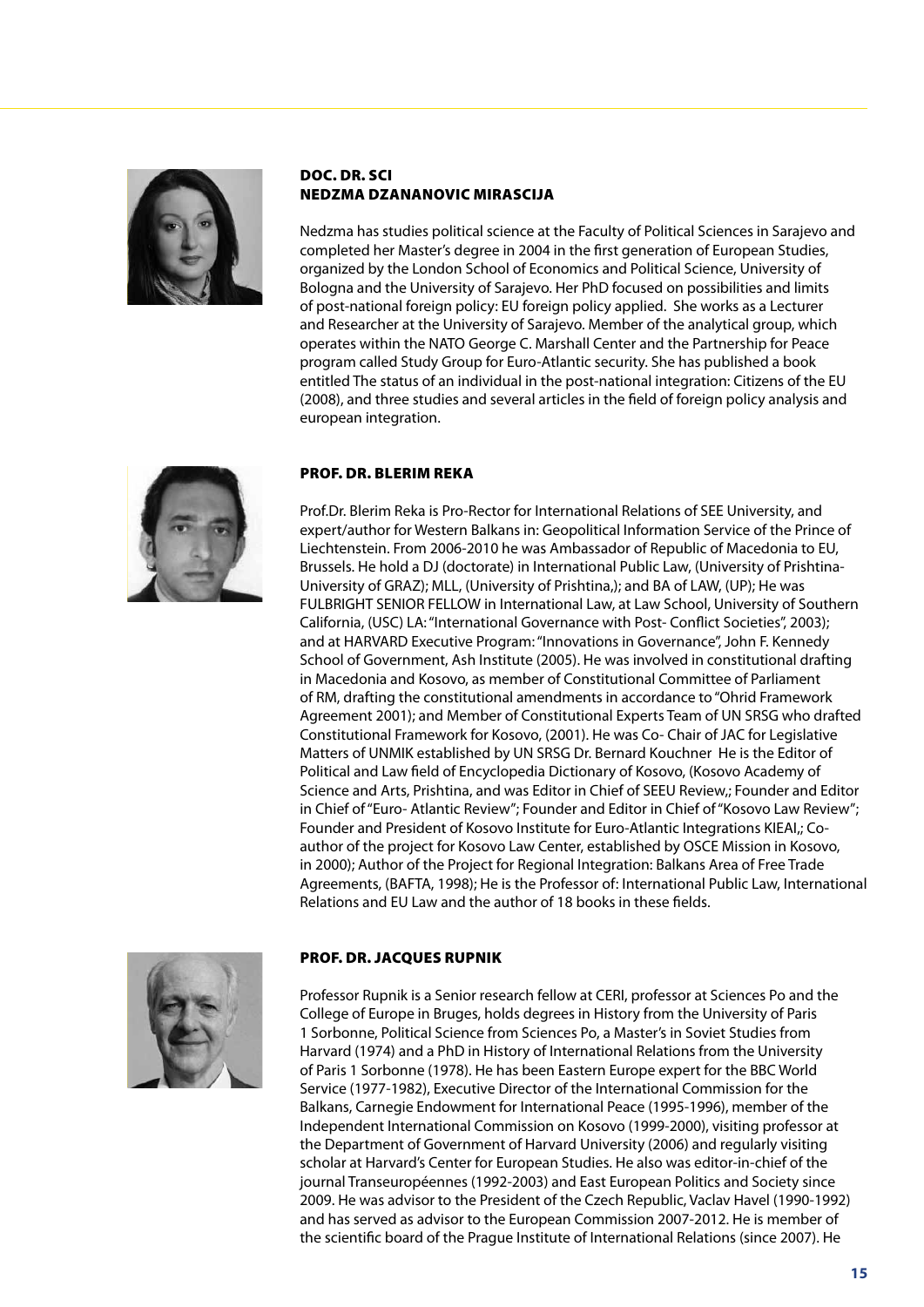### DOC. DR. SCI NEDZMA DZANANOVIC MIRASCIJA

Nedzma has studies political science at the Faculty of Political Sciences in Sarajevo and completed her Master's degree in 2004 in the first generation of European Studies, organized by the London School of Economics and Political Science, University of Bologna and the University of Sarajevo. Her PhD focused on possibilities and limits of post-national foreign policy: EU foreign policy applied. She works as a Lecturer and Researcher at the University of Sarajevo. Member of the analytical group, which operates within the NATO George C. Marshall Center and the Partnership for Peace program called Study Group for Euro-Atlantic security. She has published a book entitled The status of an individual in the post-national integration: Citizens of the EU (2008), and three studies and several articles in the field of foreign policy analysis and european integration.

### PROF. DR. BLERIM REKA

Prof.Dr. Blerim Reka is Pro-Rector for International Relations of SEE University, and expert/author for Western Balkans in: Geopolitical Information Service of the Prince of Liechtenstein. From 2006-2010 he was Ambassador of Republic of Macedonia to EU, Brussels. He hold a DJ (doctorate) in International Public Law, (University of Prishtina-University of GRAZ); MLL, (University of Prishtina,); and BA of LAW, (UP); He was FULBRIGHT SENIOR FELLOW in International Law, at Law School, University of Southern California, (USC) LA: "International Governance with Post- Conflict Societies", 2003); and at HARVARD Executive Program: "Innovations in Governance", John F. Kennedy School of Government, Ash Institute (2005). He was involved in constitutional drafting in Macedonia and Kosovo, as member of Constitutional Committee of Parliament of RM, drafting the constitutional amendments in accordance to "Ohrid Framework Agreement 2001); and Member of Constitutional Experts Team of UN SRSG who drafted Constitutional Framework for Kosovo, (2001). He was Co- Chair of JAC for Legislative Matters of UNMIK established by UN SRSG Dr. Bernard Kouchner He is the Editor of Political and Law field of Encyclopedia Dictionary of Kosovo, (Kosovo Academy of Science and Arts, Prishtina, and was Editor in Chief of SEEU Review,; Founder and Editor in Chief of "Euro- Atlantic Review"; Founder and Editor in Chief of "Kosovo Law Review"; Founder and President of Kosovo Institute for Euro-Atlantic Integrations KIEAI,; Co-author of the project for Kosovo Law Center, established by OSCE Mission in Kosovo, in 2000); Author of the Project for Regional Integration: Balkans Area of Free Trade Agreements, (BAFTA, 1998); He is the Professor of: International Public Law, International Relations and EU Law and the author of 18 books in these fields.

### PROF. DR. JACQUES RUPNIK

Professor Rupnik is a Senior research fellow at CERI, professor at Sciences Po and the College of Europe in Bruges, holds degrees in History from the University of Paris 1 Sorbonne, Political Science from Sciences Po, a Master's in Soviet Studies from Harvard (1974) and a PhD in History of International Relations from the University of Paris 1 Sorbonne (1978). He has been Eastern Europe expert for the BBC World Service (1977-1982), Executive Director of the International Commission for the Balkans, Carnegie Endowment for International Peace (1995-1996), member of the Independent International Commission on Kosovo (1999-2000), visiting professor at the Department of Government of Harvard University (2006) and regularly visiting scholar at Harvard's Center for European Studies. He also was editor-in-chief of the journal Transeuropéennes (1992-2003) and East European Politics and Society since 2009. He was advisor to the President of the Czech Republic, Vaclav Havel (1990-1992) and has served as advisor to the European Commission 2007-2012. He is member of the scientific board of the Prague Institute of International Relations (since 2007). He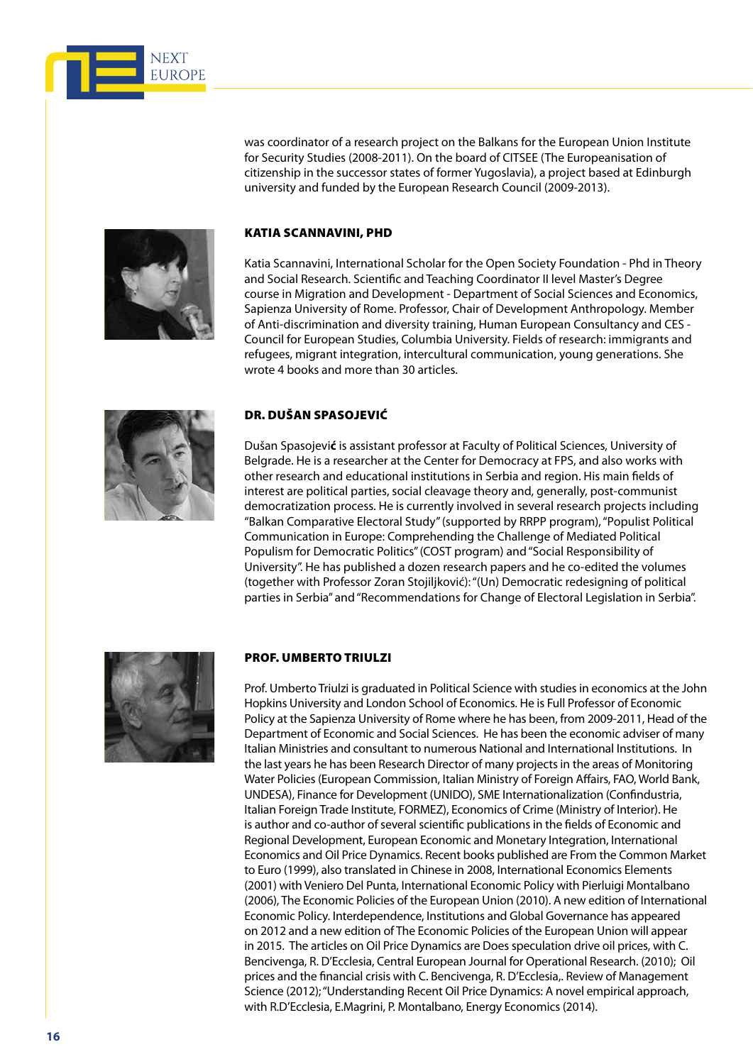was coordinator of a research project on the Balkans for the European Union Institute for Security Studies (2008-2011). On the board of CITSEE (The Europeanisation of citizenship in the successor states of former Yugoslavia), a project based at Edinburgh university and funded by the European Research Council (2009-2013).

### KATIA SCANNAVINI, PHD

Katia Scannavini, International Scholar for the Open Society Foundation - Phd in Theory and Social Research. Scientific and Teaching Coordinator II level Master's Degree course in Migration and Development - Department of Social Sciences and Economics, Sapienza University of Rome. Professor, Chair of Development Anthropology. Member of Anti-discrimination and diversity training, Human European Consultancy and CES - Council for European Studies, Columbia University. Fields of research: immigrants and refugees, migrant integration, intercultural communication, young generations. She wrote 4 books and more than 30 articles.

### DR. DUŠAN SPASOJEVIĆ

Dušan Spasojević is assistant professor at Faculty of Political Sciences, University of Belgrade. He is a researcher at the Center for Democracy at FPS, and also works with other research and educational institutions in Serbia and region. His main fields of interest are political parties, social cleavage theory and, generally, post-communist democratization process. He is currently involved in several research projects including "Balkan Comparative Electoral Study" (supported by RRPP program), "Populist Political Communication in Europe: Comprehending the Challenge of Mediated Political Populism for Democratic Politics" (COST program) and "Social Responsibility of University". He has published a dozen research papers and he co-edited the volumes (together with Professor Zoran Stojiljković): "(Un) Democratic redesigning of political parties in Serbia" and "Recommendations for Change of Electoral Legislation in Serbia".

### PROF. UMBERTO TRIULZI

Prof. Umberto Triulzi is graduated in Political Science with studies in economics at the John Hopkins University and London School of Economics. He is Full Professor of Economic Policy at the Sapienza University of Rome where he has been, from 2009-2011, Head of the Department of Economic and Social Sciences. He has been the economic adviser of many Italian Ministries and consultant to numerous National and International Institutions. In the last years he has been Research Director of many projects in the areas of Monitoring Water Policies (European Commission, Italian Ministry of Foreign Affairs, FAO, World Bank, UNDESA), Finance for Development (UNIDO), SME Internationalization (Confindustria, Italian Foreign Trade Institute, FORMEZ), Economics of Crime (Ministry of Interior). He is author and co-author of several scientific publications in the fields of Economic and Regional Development, European Economic and Monetary Integration, International Economics and Oil Price Dynamics. Recent books published are From the Common Market to Euro (1999), also translated in Chinese in 2008, International Economics Elements (2001) with Veniero Del Punta, International Economic Policy with Pierluigi Montalbano (2006), The Economic Policies of the European Union (2010). A new edition of International Economic Policy. Interdependence, Institutions and Global Governance has appeared on 2012 and a new edition of The Economic Policies of the European Union will appear in 2015. The articles on Oil Price Dynamics are Does speculation drive oil prices, with C. Bencivenga, R. D'Ecclesia, Central European Journal for Operational Research. (2010); Oil prices and the financial crisis with C. Bencivenga, R. D'Ecclesia,. Review of Management Science (2012); "Understanding Recent Oil Price Dynamics: A novel empirical approach, with R.D'Ecclesia, E.Magrini, P. Montalbano, Energy Economics (2014).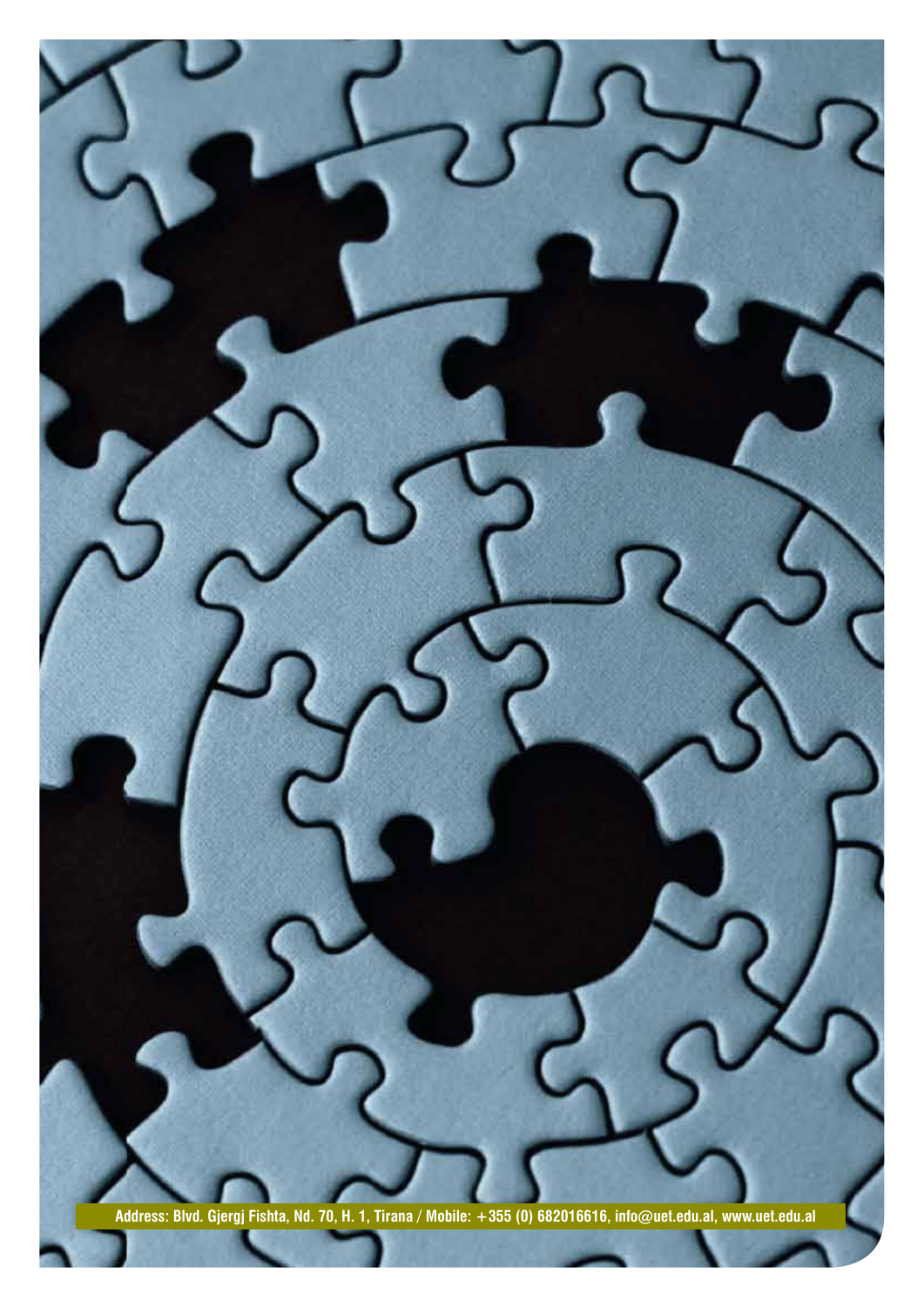Address: Blvd. Gjergj Fishta, Nd. 70, H. 1, Tirana / Mobile: +355 (0) 682016616, info@uet.edu.al, www.uet.edu.al